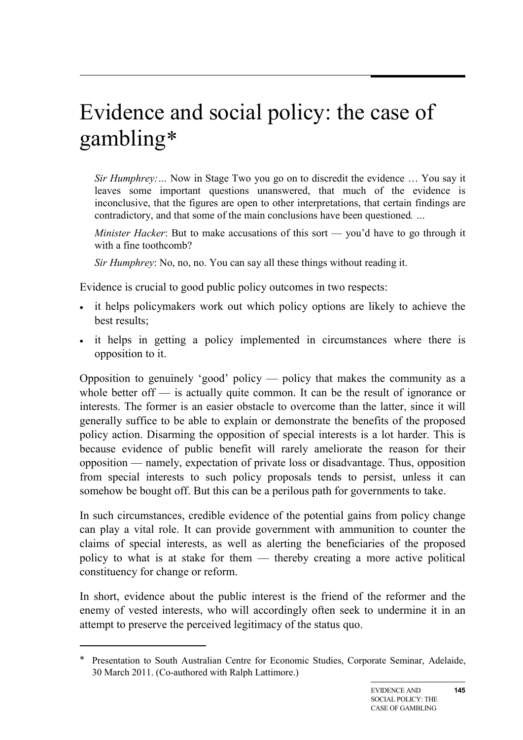# Evidence and social policy: the case of gambling*

> *Sir Humphrey:…* Now in Stage Two you go on to discredit the evidence … You say it leaves some important questions unanswered, that much of the evidence is inconclusive, that the figures are open to other interpretations, that certain findings are contradictory, and that some of the main conclusions have been questioned*.* ...
>
> *Minister Hacker*: But to make accusations of this sort — you'd have to go through it with a fine toothcomb?
>
> *Sir Humphrey*: No, no, no. You can say all these things without reading it.

Evidence is crucial to good public policy outcomes in two respects:

- it helps policymakers work out which policy options are likely to achieve the best results;
- it helps in getting a policy implemented in circumstances where there is opposition to it.

Opposition to genuinely 'good' policy — policy that makes the community as a whole better off — is actually quite common. It can be the result of ignorance or interests. The former is an easier obstacle to overcome than the latter, since it will generally suffice to be able to explain or demonstrate the benefits of the proposed policy action. Disarming the opposition of special interests is a lot harder. This is because evidence of public benefit will rarely ameliorate the reason for their opposition — namely, expectation of private loss or disadvantage. Thus, opposition from special interests to such policy proposals tends to persist, unless it can somehow be bought off. But this can be a perilous path for governments to take.

In such circumstances, credible evidence of the potential gains from policy change can play a vital role. It can provide government with ammunition to counter the claims of special interests, as well as alerting the beneficiaries of the proposed policy to what is at stake for them — thereby creating a more active political constituency for change or reform.

In short, evidence about the public interest is the friend of the reformer and the enemy of vested interests, who will accordingly often seek to undermine it in an attempt to preserve the perceived legitimacy of the status quo.

---

* Presentation to South Australian Centre for Economic Studies, Corporate Seminar, Adelaide, 30 March 2011. (Co-authored with Ralph Lattimore.)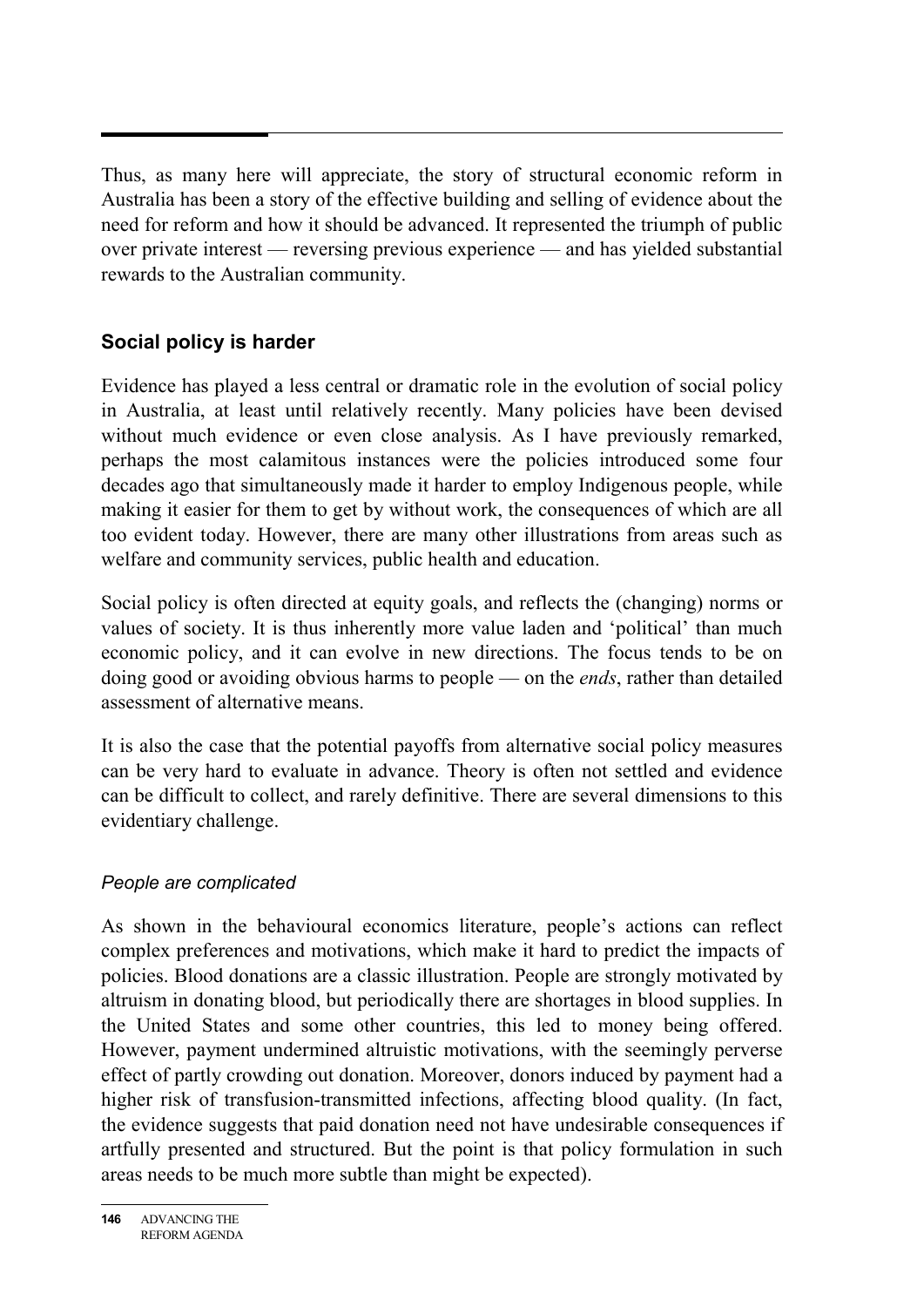Thus, as many here will appreciate, the story of structural economic reform in Australia has been a story of the effective building and selling of evidence about the need for reform and how it should be advanced. It represented the triumph of public over private interest — reversing previous experience — and has yielded substantial rewards to the Australian community.

## Social policy is harder

Evidence has played a less central or dramatic role in the evolution of social policy in Australia, at least until relatively recently. Many policies have been devised without much evidence or even close analysis. As I have previously remarked, perhaps the most calamitous instances were the policies introduced some four decades ago that simultaneously made it harder to employ Indigenous people, while making it easier for them to get by without work, the consequences of which are all too evident today. However, there are many other illustrations from areas such as welfare and community services, public health and education.

Social policy is often directed at equity goals, and reflects the (changing) norms or values of society. It is thus inherently more value laden and 'political' than much economic policy, and it can evolve in new directions. The focus tends to be on doing good or avoiding obvious harms to people — on the *ends*, rather than detailed assessment of alternative means.

It is also the case that the potential payoffs from alternative social policy measures can be very hard to evaluate in advance. Theory is often not settled and evidence can be difficult to collect, and rarely definitive. There are several dimensions to this evidentiary challenge.

### *People are complicated*

As shown in the behavioural economics literature, people's actions can reflect complex preferences and motivations, which make it hard to predict the impacts of policies. Blood donations are a classic illustration. People are strongly motivated by altruism in donating blood, but periodically there are shortages in blood supplies. In the United States and some other countries, this led to money being offered. However, payment undermined altruistic motivations, with the seemingly perverse effect of partly crowding out donation. Moreover, donors induced by payment had a higher risk of transfusion-transmitted infections, affecting blood quality. (In fact, the evidence suggests that paid donation need not have undesirable consequences if artfully presented and structured. But the point is that policy formulation in such areas needs to be much more subtle than might be expected).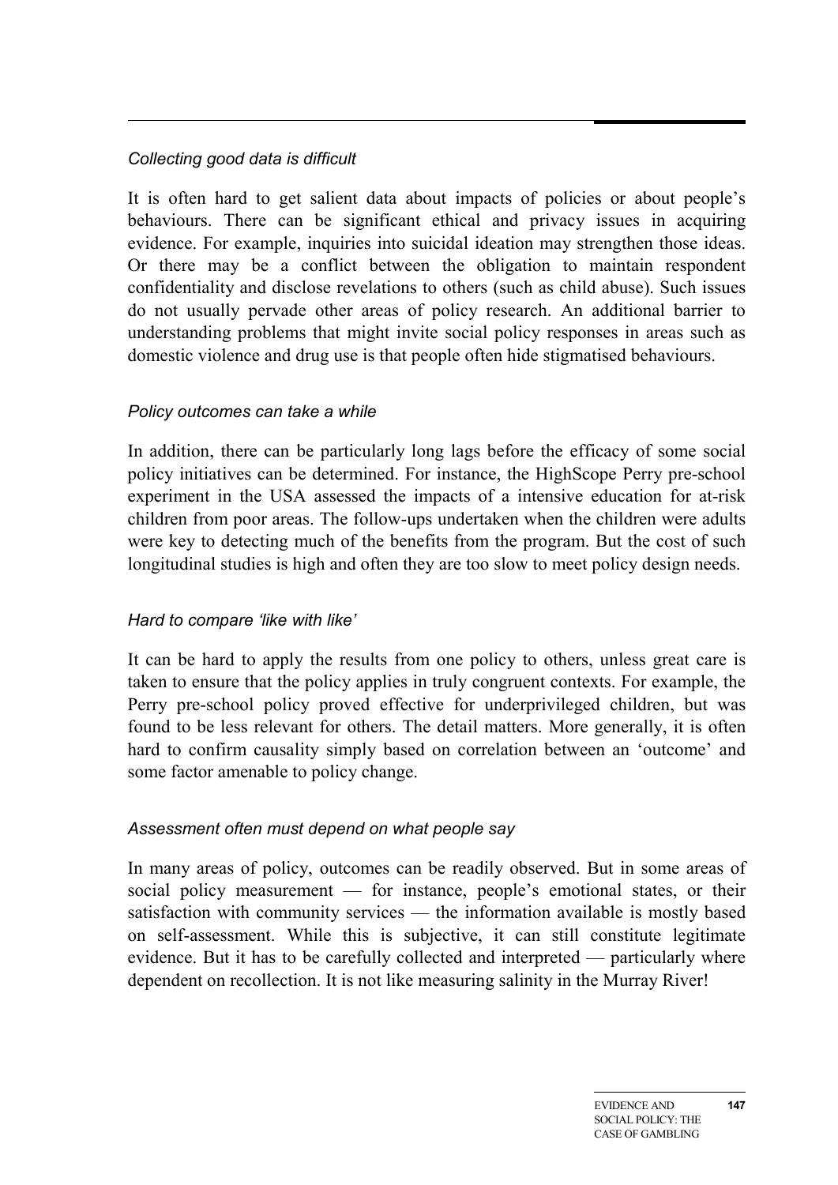*Collecting good data is difficult*

It is often hard to get salient data about impacts of policies or about people's behaviours. There can be significant ethical and privacy issues in acquiring evidence. For example, inquiries into suicidal ideation may strengthen those ideas. Or there may be a conflict between the obligation to maintain respondent confidentiality and disclose revelations to others (such as child abuse). Such issues do not usually pervade other areas of policy research. An additional barrier to understanding problems that might invite social policy responses in areas such as domestic violence and drug use is that people often hide stigmatised behaviours.

*Policy outcomes can take a while*

In addition, there can be particularly long lags before the efficacy of some social policy initiatives can be determined. For instance, the HighScope Perry pre-school experiment in the USA assessed the impacts of a intensive education for at-risk children from poor areas. The follow-ups undertaken when the children were adults were key to detecting much of the benefits from the program. But the cost of such longitudinal studies is high and often they are too slow to meet policy design needs.

*Hard to compare 'like with like'*

It can be hard to apply the results from one policy to others, unless great care is taken to ensure that the policy applies in truly congruent contexts. For example, the Perry pre-school policy proved effective for underprivileged children, but was found to be less relevant for others. The detail matters. More generally, it is often hard to confirm causality simply based on correlation between an 'outcome' and some factor amenable to policy change.

*Assessment often must depend on what people say*

In many areas of policy, outcomes can be readily observed. But in some areas of social policy measurement — for instance, people's emotional states, or their satisfaction with community services — the information available is mostly based on self-assessment. While this is subjective, it can still constitute legitimate evidence. But it has to be carefully collected and interpreted — particularly where dependent on recollection. It is not like measuring salinity in the Murray River!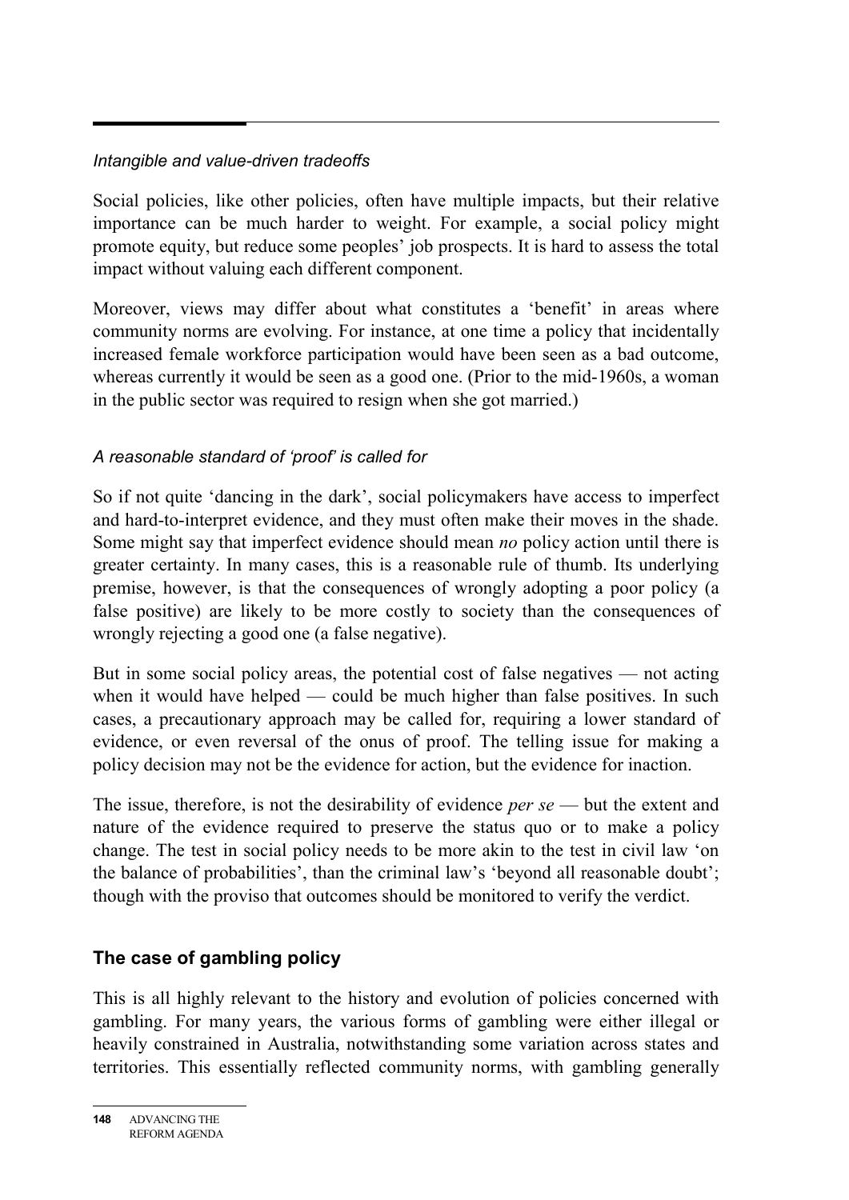### *Intangible and value-driven tradeoffs*

Social policies, like other policies, often have multiple impacts, but their relative importance can be much harder to weight. For example, a social policy might promote equity, but reduce some peoples' job prospects. It is hard to assess the total impact without valuing each different component.

Moreover, views may differ about what constitutes a 'benefit' in areas where community norms are evolving. For instance, at one time a policy that incidentally increased female workforce participation would have been seen as a bad outcome, whereas currently it would be seen as a good one. (Prior to the mid-1960s, a woman in the public sector was required to resign when she got married.)

### *A reasonable standard of 'proof' is called for*

So if not quite 'dancing in the dark', social policymakers have access to imperfect and hard-to-interpret evidence, and they must often make their moves in the shade. Some might say that imperfect evidence should mean *no* policy action until there is greater certainty. In many cases, this is a reasonable rule of thumb. Its underlying premise, however, is that the consequences of wrongly adopting a poor policy (a false positive) are likely to be more costly to society than the consequences of wrongly rejecting a good one (a false negative).

But in some social policy areas, the potential cost of false negatives — not acting when it would have helped — could be much higher than false positives. In such cases, a precautionary approach may be called for, requiring a lower standard of evidence, or even reversal of the onus of proof. The telling issue for making a policy decision may not be the evidence for action, but the evidence for inaction.

The issue, therefore, is not the desirability of evidence *per se* — but the extent and nature of the evidence required to preserve the status quo or to make a policy change. The test in social policy needs to be more akin to the test in civil law 'on the balance of probabilities', than the criminal law's 'beyond all reasonable doubt'; though with the proviso that outcomes should be monitored to verify the verdict.

## The case of gambling policy

This is all highly relevant to the history and evolution of policies concerned with gambling. For many years, the various forms of gambling were either illegal or heavily constrained in Australia, notwithstanding some variation across states and territories. This essentially reflected community norms, with gambling generally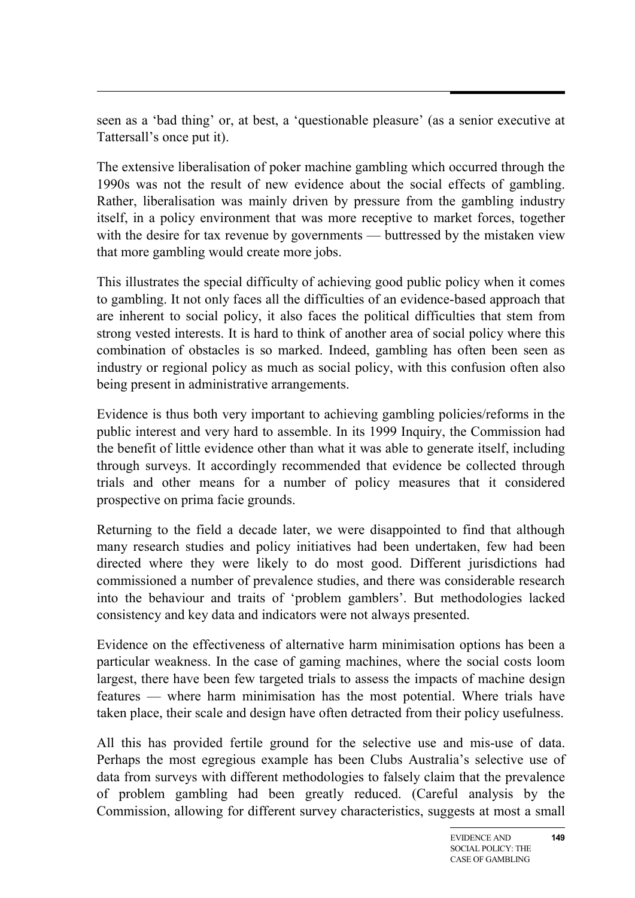seen as a 'bad thing' or, at best, a 'questionable pleasure' (as a senior executive at Tattersall's once put it).

The extensive liberalisation of poker machine gambling which occurred through the 1990s was not the result of new evidence about the social effects of gambling. Rather, liberalisation was mainly driven by pressure from the gambling industry itself, in a policy environment that was more receptive to market forces, together with the desire for tax revenue by governments — buttressed by the mistaken view that more gambling would create more jobs.

This illustrates the special difficulty of achieving good public policy when it comes to gambling. It not only faces all the difficulties of an evidence-based approach that are inherent to social policy, it also faces the political difficulties that stem from strong vested interests. It is hard to think of another area of social policy where this combination of obstacles is so marked. Indeed, gambling has often been seen as industry or regional policy as much as social policy, with this confusion often also being present in administrative arrangements.

Evidence is thus both very important to achieving gambling policies/reforms in the public interest and very hard to assemble. In its 1999 Inquiry, the Commission had the benefit of little evidence other than what it was able to generate itself, including through surveys. It accordingly recommended that evidence be collected through trials and other means for a number of policy measures that it considered prospective on prima facie grounds.

Returning to the field a decade later, we were disappointed to find that although many research studies and policy initiatives had been undertaken, few had been directed where they were likely to do most good. Different jurisdictions had commissioned a number of prevalence studies, and there was considerable research into the behaviour and traits of 'problem gamblers'. But methodologies lacked consistency and key data and indicators were not always presented.

Evidence on the effectiveness of alternative harm minimisation options has been a particular weakness. In the case of gaming machines, where the social costs loom largest, there have been few targeted trials to assess the impacts of machine design features — where harm minimisation has the most potential. Where trials have taken place, their scale and design have often detracted from their policy usefulness.

All this has provided fertile ground for the selective use and mis-use of data. Perhaps the most egregious example has been Clubs Australia's selective use of data from surveys with different methodologies to falsely claim that the prevalence of problem gambling had been greatly reduced. (Careful analysis by the Commission, allowing for different survey characteristics, suggests at most a small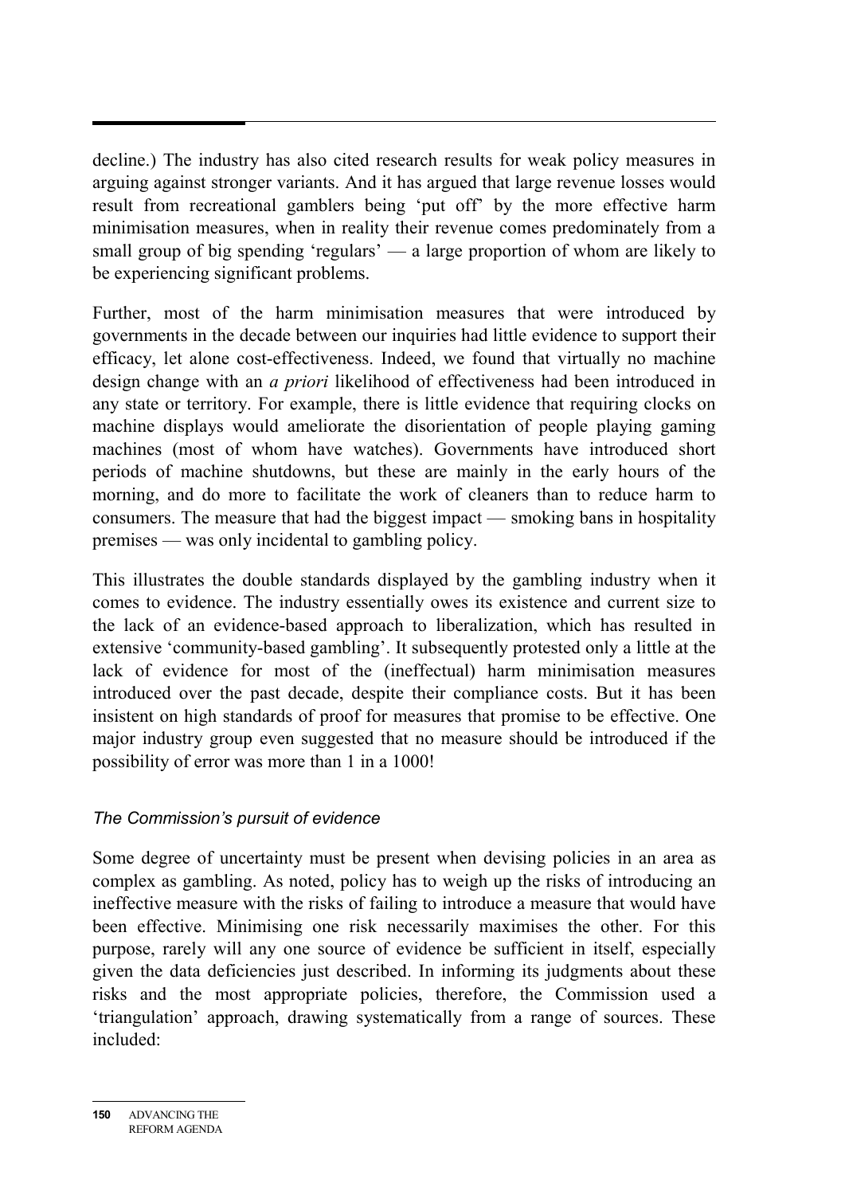decline.) The industry has also cited research results for weak policy measures in arguing against stronger variants. And it has argued that large revenue losses would result from recreational gamblers being 'put off' by the more effective harm minimisation measures, when in reality their revenue comes predominately from a small group of big spending 'regulars' — a large proportion of whom are likely to be experiencing significant problems.

Further, most of the harm minimisation measures that were introduced by governments in the decade between our inquiries had little evidence to support their efficacy, let alone cost-effectiveness. Indeed, we found that virtually no machine design change with an *a priori* likelihood of effectiveness had been introduced in any state or territory. For example, there is little evidence that requiring clocks on machine displays would ameliorate the disorientation of people playing gaming machines (most of whom have watches). Governments have introduced short periods of machine shutdowns, but these are mainly in the early hours of the morning, and do more to facilitate the work of cleaners than to reduce harm to consumers. The measure that had the biggest impact — smoking bans in hospitality premises — was only incidental to gambling policy.

This illustrates the double standards displayed by the gambling industry when it comes to evidence. The industry essentially owes its existence and current size to the lack of an evidence-based approach to liberalization, which has resulted in extensive 'community-based gambling'. It subsequently protested only a little at the lack of evidence for most of the (ineffectual) harm minimisation measures introduced over the past decade, despite their compliance costs. But it has been insistent on high standards of proof for measures that promise to be effective. One major industry group even suggested that no measure should be introduced if the possibility of error was more than 1 in a 1000!

### *The Commission's pursuit of evidence*

Some degree of uncertainty must be present when devising policies in an area as complex as gambling. As noted, policy has to weigh up the risks of introducing an ineffective measure with the risks of failing to introduce a measure that would have been effective. Minimising one risk necessarily maximises the other. For this purpose, rarely will any one source of evidence be sufficient in itself, especially given the data deficiencies just described. In informing its judgments about these risks and the most appropriate policies, therefore, the Commission used a 'triangulation' approach, drawing systematically from a range of sources. These included: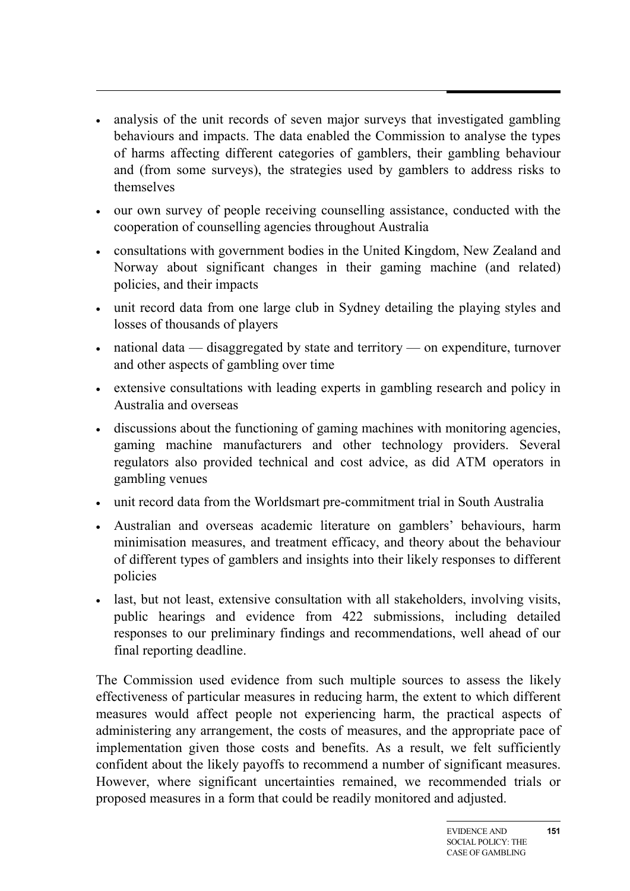- analysis of the unit records of seven major surveys that investigated gambling behaviours and impacts. The data enabled the Commission to analyse the types of harms affecting different categories of gamblers, their gambling behaviour and (from some surveys), the strategies used by gamblers to address risks to themselves
- our own survey of people receiving counselling assistance, conducted with the cooperation of counselling agencies throughout Australia
- consultations with government bodies in the United Kingdom, New Zealand and Norway about significant changes in their gaming machine (and related) policies, and their impacts
- unit record data from one large club in Sydney detailing the playing styles and losses of thousands of players
- national data — disaggregated by state and territory — on expenditure, turnover and other aspects of gambling over time
- extensive consultations with leading experts in gambling research and policy in Australia and overseas
- discussions about the functioning of gaming machines with monitoring agencies, gaming machine manufacturers and other technology providers. Several regulators also provided technical and cost advice, as did ATM operators in gambling venues
- unit record data from the Worldsmart pre-commitment trial in South Australia
- Australian and overseas academic literature on gamblers' behaviours, harm minimisation measures, and treatment efficacy, and theory about the behaviour of different types of gamblers and insights into their likely responses to different policies
- last, but not least, extensive consultation with all stakeholders, involving visits, public hearings and evidence from 422 submissions, including detailed responses to our preliminary findings and recommendations, well ahead of our final reporting deadline.

The Commission used evidence from such multiple sources to assess the likely effectiveness of particular measures in reducing harm, the extent to which different measures would affect people not experiencing harm, the practical aspects of administering any arrangement, the costs of measures, and the appropriate pace of implementation given those costs and benefits. As a result, we felt sufficiently confident about the likely payoffs to recommend a number of significant measures. However, where significant uncertainties remained, we recommended trials or proposed measures in a form that could be readily monitored and adjusted.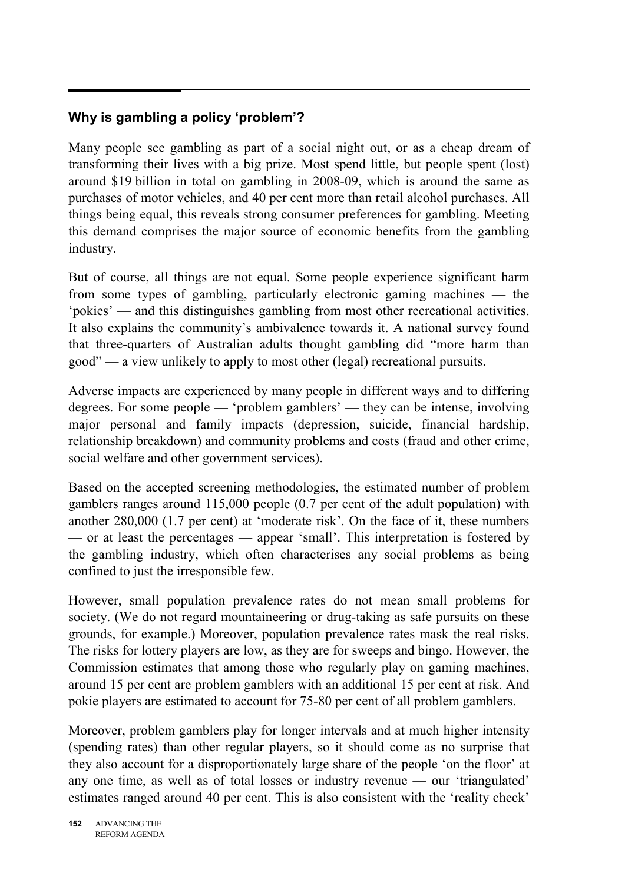## Why is gambling a policy 'problem'?

Many people see gambling as part of a social night out, or as a cheap dream of transforming their lives with a big prize. Most spend little, but people spent (lost) around $19 billion in total on gambling in 2008-09, which is around the same as purchases of motor vehicles, and 40 per cent more than retail alcohol purchases. All things being equal, this reveals strong consumer preferences for gambling. Meeting this demand comprises the major source of economic benefits from the gambling industry.

But of course, all things are not equal. Some people experience significant harm from some types of gambling, particularly electronic gaming machines — the 'pokies' — and this distinguishes gambling from most other recreational activities. It also explains the community's ambivalence towards it. A national survey found that three-quarters of Australian adults thought gambling did "more harm than good" — a view unlikely to apply to most other (legal) recreational pursuits.

Adverse impacts are experienced by many people in different ways and to differing degrees. For some people — 'problem gamblers' — they can be intense, involving major personal and family impacts (depression, suicide, financial hardship, relationship breakdown) and community problems and costs (fraud and other crime, social welfare and other government services).

Based on the accepted screening methodologies, the estimated number of problem gamblers ranges around 115,000 people (0.7 per cent of the adult population) with another 280,000 (1.7 per cent) at 'moderate risk'. On the face of it, these numbers — or at least the percentages — appear 'small'. This interpretation is fostered by the gambling industry, which often characterises any social problems as being confined to just the irresponsible few.

However, small population prevalence rates do not mean small problems for society. (We do not regard mountaineering or drug-taking as safe pursuits on these grounds, for example.) Moreover, population prevalence rates mask the real risks. The risks for lottery players are low, as they are for sweeps and bingo. However, the Commission estimates that among those who regularly play on gaming machines, around 15 per cent are problem gamblers with an additional 15 per cent at risk. And pokie players are estimated to account for 75-80 per cent of all problem gamblers.

Moreover, problem gamblers play for longer intervals and at much higher intensity (spending rates) than other regular players, so it should come as no surprise that they also account for a disproportionately large share of the people 'on the floor' at any one time, as well as of total losses or industry revenue — our 'triangulated' estimates ranged around 40 per cent. This is also consistent with the 'reality check'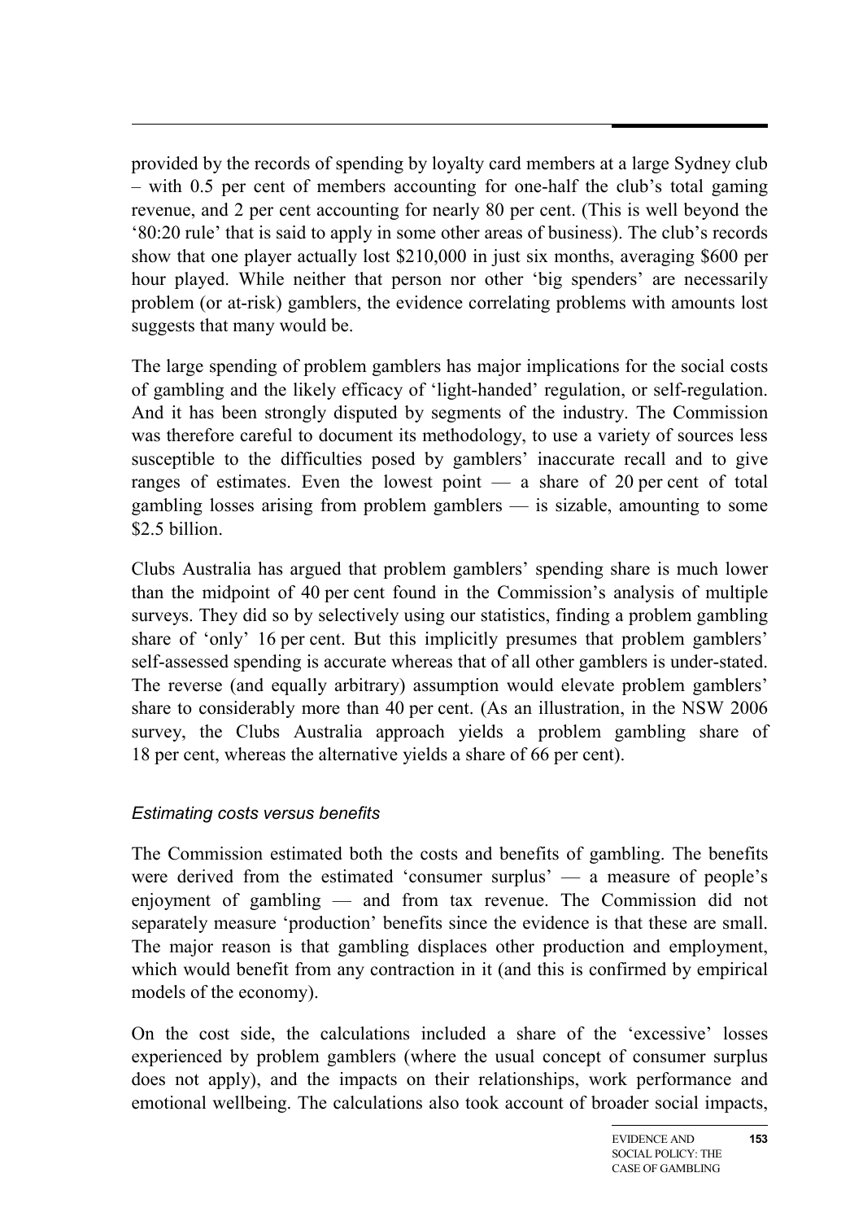provided by the records of spending by loyalty card members at a large Sydney club – with 0.5 per cent of members accounting for one-half the club's total gaming revenue, and 2 per cent accounting for nearly 80 per cent. (This is well beyond the '80:20 rule' that is said to apply in some other areas of business). The club's records show that one player actually lost $210,000 in just six months, averaging $600 per hour played. While neither that person nor other 'big spenders' are necessarily problem (or at-risk) gamblers, the evidence correlating problems with amounts lost suggests that many would be.

The large spending of problem gamblers has major implications for the social costs of gambling and the likely efficacy of 'light-handed' regulation, or self-regulation. And it has been strongly disputed by segments of the industry. The Commission was therefore careful to document its methodology, to use a variety of sources less susceptible to the difficulties posed by gamblers' inaccurate recall and to give ranges of estimates. Even the lowest point — a share of 20 per cent of total gambling losses arising from problem gamblers — is sizable, amounting to some $2.5 billion.

Clubs Australia has argued that problem gamblers' spending share is much lower than the midpoint of 40 per cent found in the Commission's analysis of multiple surveys. They did so by selectively using our statistics, finding a problem gambling share of 'only' 16 per cent. But this implicitly presumes that problem gamblers' self-assessed spending is accurate whereas that of all other gamblers is under-stated. The reverse (and equally arbitrary) assumption would elevate problem gamblers' share to considerably more than 40 per cent. (As an illustration, in the NSW 2006 survey, the Clubs Australia approach yields a problem gambling share of 18 per cent, whereas the alternative yields a share of 66 per cent).

### *Estimating costs versus benefits*

The Commission estimated both the costs and benefits of gambling. The benefits were derived from the estimated 'consumer surplus' — a measure of people's enjoyment of gambling — and from tax revenue. The Commission did not separately measure 'production' benefits since the evidence is that these are small. The major reason is that gambling displaces other production and employment, which would benefit from any contraction in it (and this is confirmed by empirical models of the economy).

On the cost side, the calculations included a share of the 'excessive' losses experienced by problem gamblers (where the usual concept of consumer surplus does not apply), and the impacts on their relationships, work performance and emotional wellbeing. The calculations also took account of broader social impacts,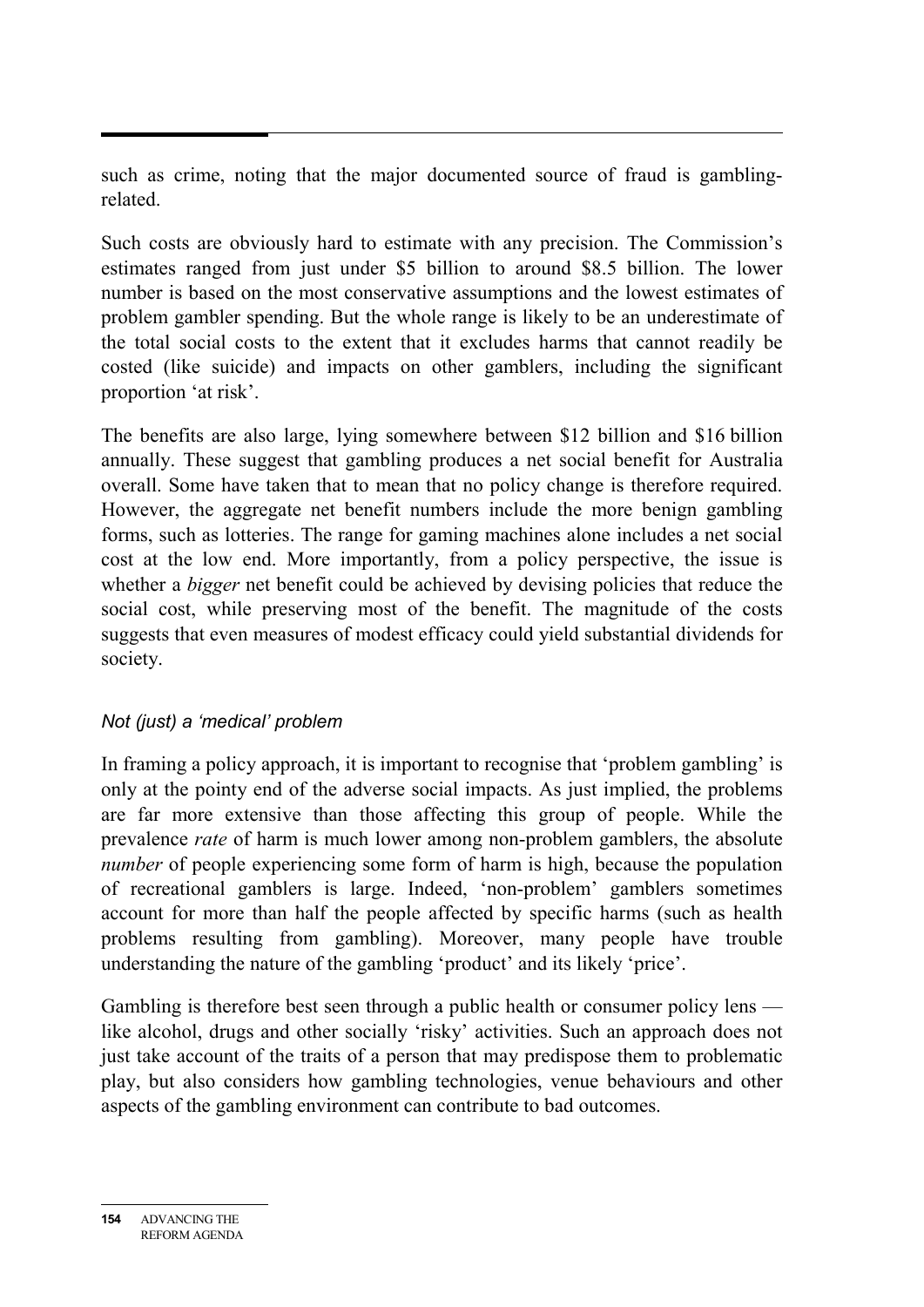such as crime, noting that the major documented source of fraud is gambling-related.

Such costs are obviously hard to estimate with any precision. The Commission's estimates ranged from just under \$5 billion to around \$8.5 billion. The lower number is based on the most conservative assumptions and the lowest estimates of problem gambler spending. But the whole range is likely to be an underestimate of the total social costs to the extent that it excludes harms that cannot readily be costed (like suicide) and impacts on other gamblers, including the significant proportion 'at risk'.

The benefits are also large, lying somewhere between \$12 billion and \$16 billion annually. These suggest that gambling produces a net social benefit for Australia overall. Some have taken that to mean that no policy change is therefore required. However, the aggregate net benefit numbers include the more benign gambling forms, such as lotteries. The range for gaming machines alone includes a net social cost at the low end. More importantly, from a policy perspective, the issue is whether a *bigger* net benefit could be achieved by devising policies that reduce the social cost, while preserving most of the benefit. The magnitude of the costs suggests that even measures of modest efficacy could yield substantial dividends for society.

### *Not (just) a 'medical' problem*

In framing a policy approach, it is important to recognise that 'problem gambling' is only at the pointy end of the adverse social impacts. As just implied, the problems are far more extensive than those affecting this group of people. While the prevalence *rate* of harm is much lower among non-problem gamblers, the absolute *number* of people experiencing some form of harm is high, because the population of recreational gamblers is large. Indeed, 'non-problem' gamblers sometimes account for more than half the people affected by specific harms (such as health problems resulting from gambling). Moreover, many people have trouble understanding the nature of the gambling 'product' and its likely 'price'.

Gambling is therefore best seen through a public health or consumer policy lens — like alcohol, drugs and other socially 'risky' activities. Such an approach does not just take account of the traits of a person that may predispose them to problematic play, but also considers how gambling technologies, venue behaviours and other aspects of the gambling environment can contribute to bad outcomes.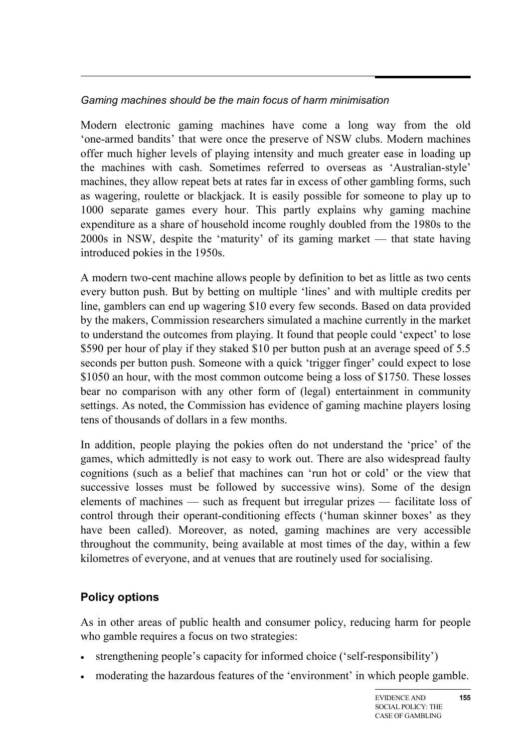*Gaming machines should be the main focus of harm minimisation*

Modern electronic gaming machines have come a long way from the old 'one-armed bandits' that were once the preserve of NSW clubs. Modern machines offer much higher levels of playing intensity and much greater ease in loading up the machines with cash. Sometimes referred to overseas as 'Australian-style' machines, they allow repeat bets at rates far in excess of other gambling forms, such as wagering, roulette or blackjack. It is easily possible for someone to play up to 1000 separate games every hour. This partly explains why gaming machine expenditure as a share of household income roughly doubled from the 1980s to the 2000s in NSW, despite the 'maturity' of its gaming market — that state having introduced pokies in the 1950s.

A modern two-cent machine allows people by definition to bet as little as two cents every button push. But by betting on multiple 'lines' and with multiple credits per line, gamblers can end up wagering $10 every few seconds. Based on data provided by the makers, Commission researchers simulated a machine currently in the market to understand the outcomes from playing. It found that people could 'expect' to lose $590 per hour of play if they staked $10 per button push at an average speed of 5.5 seconds per button push. Someone with a quick 'trigger finger' could expect to lose $1050 an hour, with the most common outcome being a loss of $1750. These losses bear no comparison with any other form of (legal) entertainment in community settings. As noted, the Commission has evidence of gaming machine players losing tens of thousands of dollars in a few months.

In addition, people playing the pokies often do not understand the 'price' of the games, which admittedly is not easy to work out. There are also widespread faulty cognitions (such as a belief that machines can 'run hot or cold' or the view that successive losses must be followed by successive wins). Some of the design elements of machines — such as frequent but irregular prizes — facilitate loss of control through their operant-conditioning effects ('human skinner boxes' as they have been called). Moreover, as noted, gaming machines are very accessible throughout the community, being available at most times of the day, within a few kilometres of everyone, and at venues that are routinely used for socialising.

## Policy options

As in other areas of public health and consumer policy, reducing harm for people who gamble requires a focus on two strategies:

- strengthening people's capacity for informed choice ('self-responsibility')
- moderating the hazardous features of the 'environment' in which people gamble.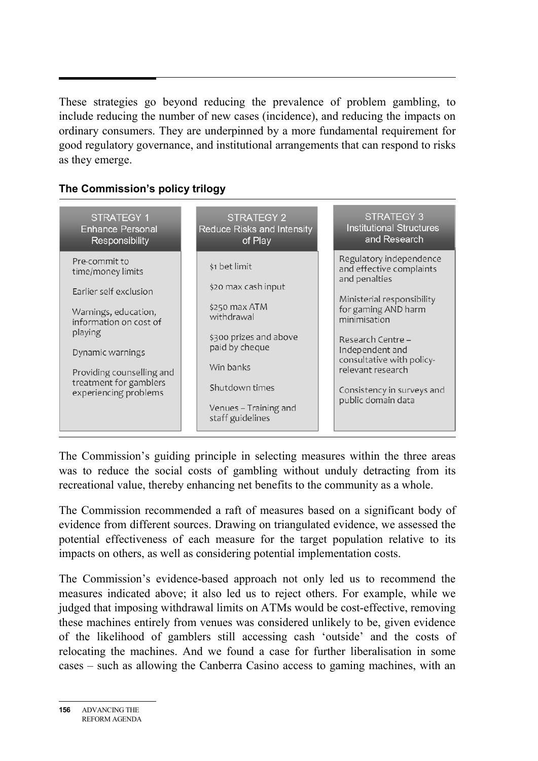These strategies go beyond reducing the prevalence of problem gambling, to include reducing the number of new cases (incidence), and reducing the impacts on ordinary consumers. They are underpinned by a more fundamental requirement for good regulatory governance, and institutional arrangements that can respond to risks as they emerge.

**The Commission's policy trilogy**

| STRATEGY 1 Enhance Personal Responsibility | STRATEGY 2 Reduce Risks and Intensity of Play | STRATEGY 3 Institutional Structures and Research |
|---|---|---|
| Pre-commit to time/money limits | $1 bet limit | Regulatory independence and effective complaints and penalties |
| Earlier self exclusion | $20 max cash input | Ministerial responsibility for gaming AND harm minimisation |
| Warnings, education, information on cost of playing | $250 max ATM withdrawal | Research Centre – Independent and consultative with policy-relevant research |
| Dynamic warnings | $300 prizes and above paid by cheque | Consistency in surveys and public domain data |
| Providing counselling and treatment for gamblers experiencing problems | Win banks | |
| | Shutdown times | |
| | Venues – Training and staff guidelines | |

The Commission's guiding principle in selecting measures within the three areas was to reduce the social costs of gambling without unduly detracting from its recreational value, thereby enhancing net benefits to the community as a whole.

The Commission recommended a raft of measures based on a significant body of evidence from different sources. Drawing on triangulated evidence, we assessed the potential effectiveness of each measure for the target population relative to its impacts on others, as well as considering potential implementation costs.

The Commission's evidence-based approach not only led us to recommend the measures indicated above; it also led us to reject others. For example, while we judged that imposing withdrawal limits on ATMs would be cost-effective, removing these machines entirely from venues was considered unlikely to be, given evidence of the likelihood of gamblers still accessing cash 'outside' and the costs of relocating the machines. And we found a case for further liberalisation in some cases – such as allowing the Canberra Casino access to gaming machines, with an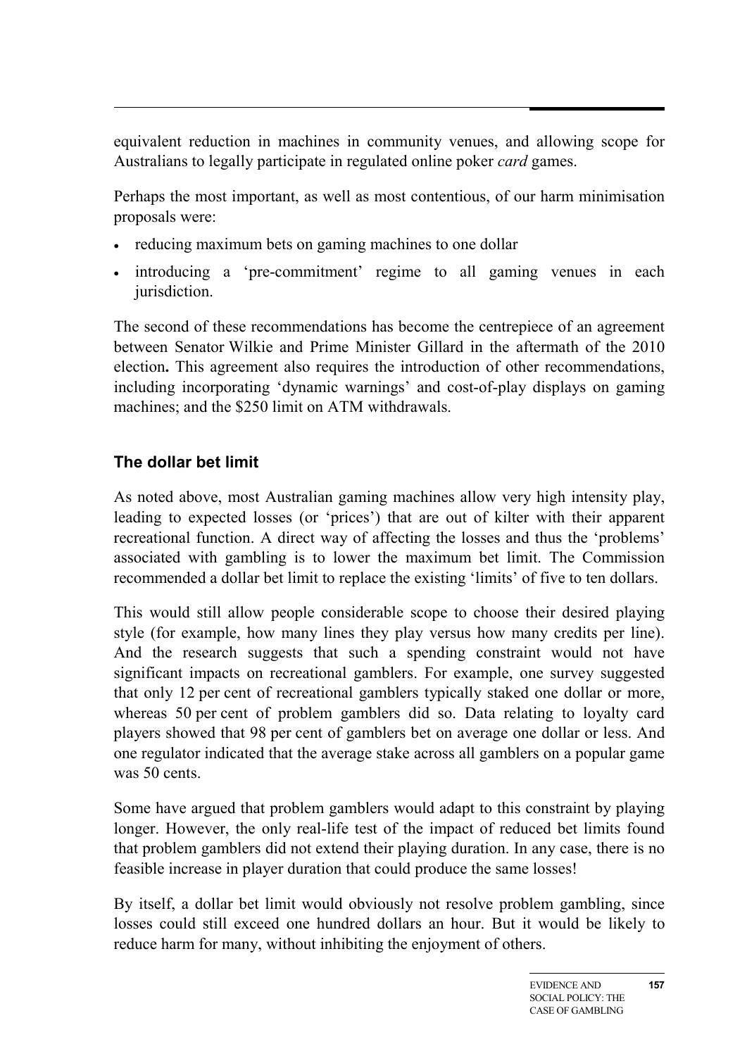equivalent reduction in machines in community venues, and allowing scope for Australians to legally participate in regulated online poker *card* games.

Perhaps the most important, as well as most contentious, of our harm minimisation proposals were:

- reducing maximum bets on gaming machines to one dollar
- introducing a 'pre-commitment' regime to all gaming venues in each jurisdiction.

The second of these recommendations has become the centrepiece of an agreement between Senator Wilkie and Prime Minister Gillard in the aftermath of the 2010 election**.** This agreement also requires the introduction of other recommendations, including incorporating 'dynamic warnings' and cost-of-play displays on gaming machines; and the $250 limit on ATM withdrawals.

### The dollar bet limit

As noted above, most Australian gaming machines allow very high intensity play, leading to expected losses (or 'prices') that are out of kilter with their apparent recreational function. A direct way of affecting the losses and thus the 'problems' associated with gambling is to lower the maximum bet limit. The Commission recommended a dollar bet limit to replace the existing 'limits' of five to ten dollars.

This would still allow people considerable scope to choose their desired playing style (for example, how many lines they play versus how many credits per line). And the research suggests that such a spending constraint would not have significant impacts on recreational gamblers. For example, one survey suggested that only 12 per cent of recreational gamblers typically staked one dollar or more, whereas 50 per cent of problem gamblers did so. Data relating to loyalty card players showed that 98 per cent of gamblers bet on average one dollar or less. And one regulator indicated that the average stake across all gamblers on a popular game was 50 cents.

Some have argued that problem gamblers would adapt to this constraint by playing longer. However, the only real-life test of the impact of reduced bet limits found that problem gamblers did not extend their playing duration. In any case, there is no feasible increase in player duration that could produce the same losses!

By itself, a dollar bet limit would obviously not resolve problem gambling, since losses could still exceed one hundred dollars an hour. But it would be likely to reduce harm for many, without inhibiting the enjoyment of others.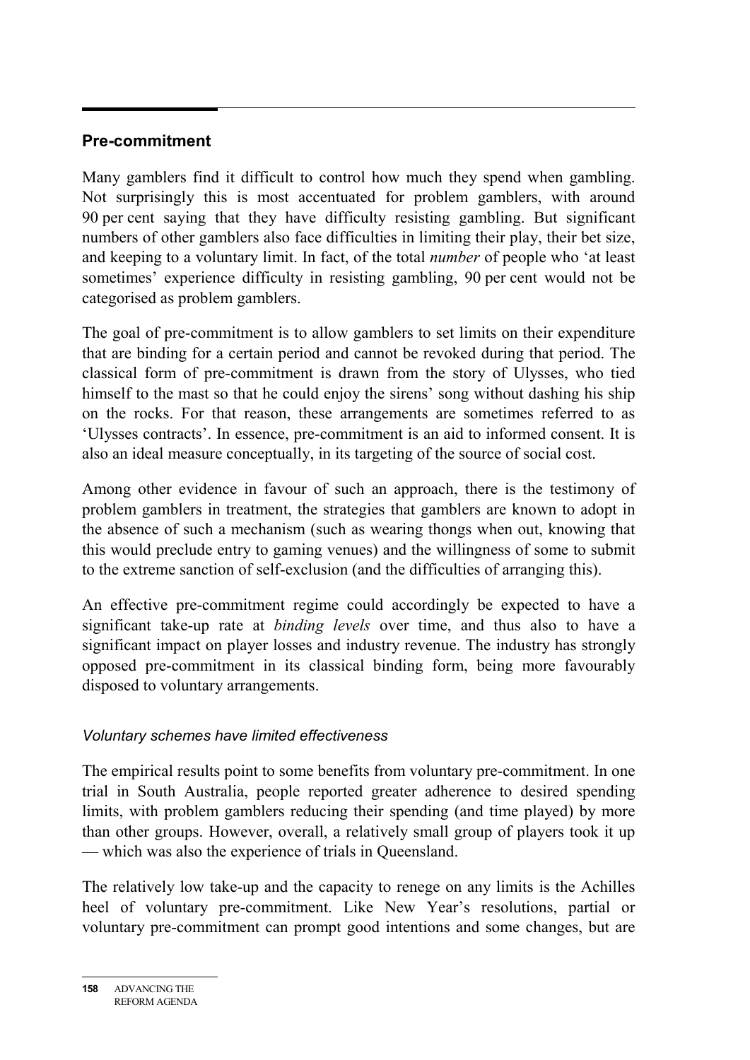## Pre-commitment

Many gamblers find it difficult to control how much they spend when gambling. Not surprisingly this is most accentuated for problem gamblers, with around 90 per cent saying that they have difficulty resisting gambling. But significant numbers of other gamblers also face difficulties in limiting their play, their bet size, and keeping to a voluntary limit. In fact, of the total *number* of people who 'at least sometimes' experience difficulty in resisting gambling, 90 per cent would not be categorised as problem gamblers.

The goal of pre-commitment is to allow gamblers to set limits on their expenditure that are binding for a certain period and cannot be revoked during that period. The classical form of pre-commitment is drawn from the story of Ulysses, who tied himself to the mast so that he could enjoy the sirens' song without dashing his ship on the rocks. For that reason, these arrangements are sometimes referred to as 'Ulysses contracts'. In essence, pre-commitment is an aid to informed consent. It is also an ideal measure conceptually, in its targeting of the source of social cost.

Among other evidence in favour of such an approach, there is the testimony of problem gamblers in treatment, the strategies that gamblers are known to adopt in the absence of such a mechanism (such as wearing thongs when out, knowing that this would preclude entry to gaming venues) and the willingness of some to submit to the extreme sanction of self-exclusion (and the difficulties of arranging this).

An effective pre-commitment regime could accordingly be expected to have a significant take-up rate at *binding levels* over time, and thus also to have a significant impact on player losses and industry revenue. The industry has strongly opposed pre-commitment in its classical binding form, being more favourably disposed to voluntary arrangements.

### *Voluntary schemes have limited effectiveness*

The empirical results point to some benefits from voluntary pre-commitment. In one trial in South Australia, people reported greater adherence to desired spending limits, with problem gamblers reducing their spending (and time played) by more than other groups. However, overall, a relatively small group of players took it up — which was also the experience of trials in Queensland.

The relatively low take-up and the capacity to renege on any limits is the Achilles heel of voluntary pre-commitment. Like New Year's resolutions, partial or voluntary pre-commitment can prompt good intentions and some changes, but are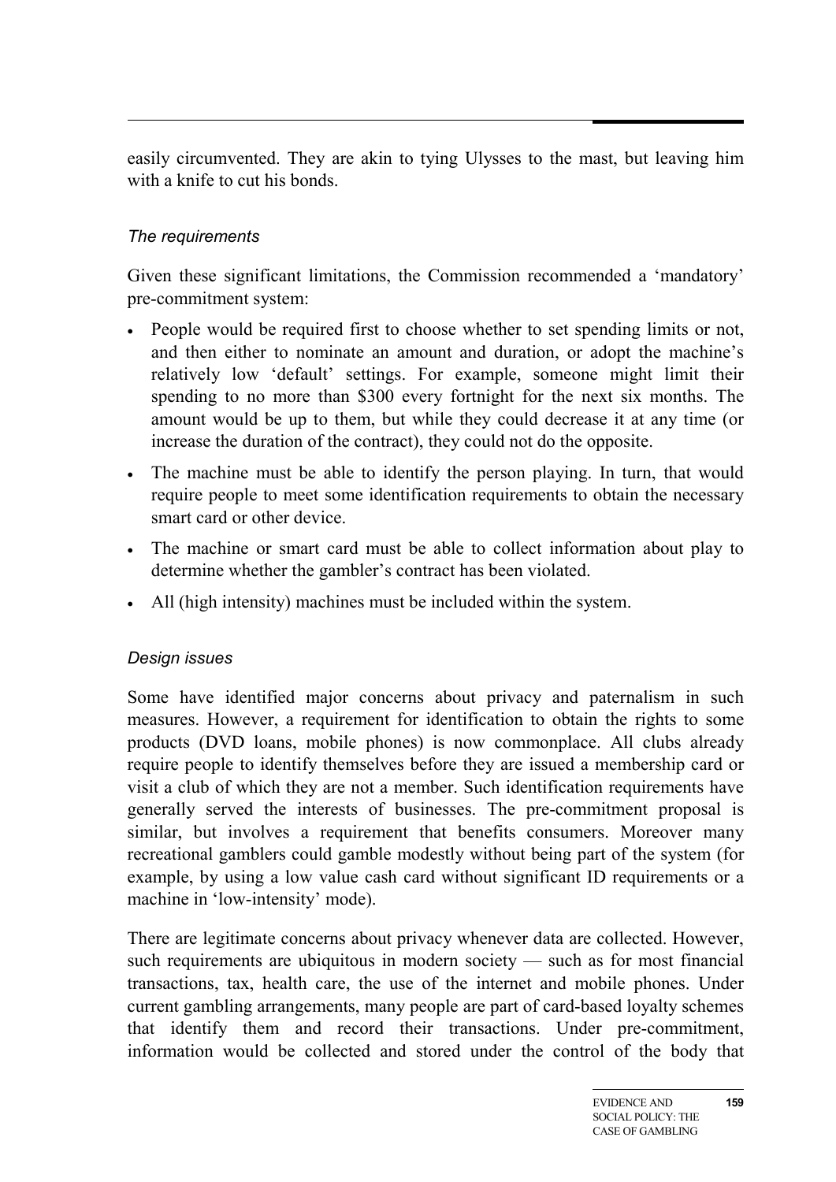easily circumvented. They are akin to tying Ulysses to the mast, but leaving him with a knife to cut his bonds.

*The requirements*

Given these significant limitations, the Commission recommended a 'mandatory' pre-commitment system:

- People would be required first to choose whether to set spending limits or not, and then either to nominate an amount and duration, or adopt the machine's relatively low 'default' settings. For example, someone might limit their spending to no more than $300 every fortnight for the next six months. The amount would be up to them, but while they could decrease it at any time (or increase the duration of the contract), they could not do the opposite.
- The machine must be able to identify the person playing. In turn, that would require people to meet some identification requirements to obtain the necessary smart card or other device.
- The machine or smart card must be able to collect information about play to determine whether the gambler's contract has been violated.
- All (high intensity) machines must be included within the system.

*Design issues*

Some have identified major concerns about privacy and paternalism in such measures. However, a requirement for identification to obtain the rights to some products (DVD loans, mobile phones) is now commonplace. All clubs already require people to identify themselves before they are issued a membership card or visit a club of which they are not a member. Such identification requirements have generally served the interests of businesses. The pre-commitment proposal is similar, but involves a requirement that benefits consumers. Moreover many recreational gamblers could gamble modestly without being part of the system (for example, by using a low value cash card without significant ID requirements or a machine in 'low-intensity' mode).

There are legitimate concerns about privacy whenever data are collected. However, such requirements are ubiquitous in modern society — such as for most financial transactions, tax, health care, the use of the internet and mobile phones. Under current gambling arrangements, many people are part of card-based loyalty schemes that identify them and record their transactions. Under pre-commitment, information would be collected and stored under the control of the body that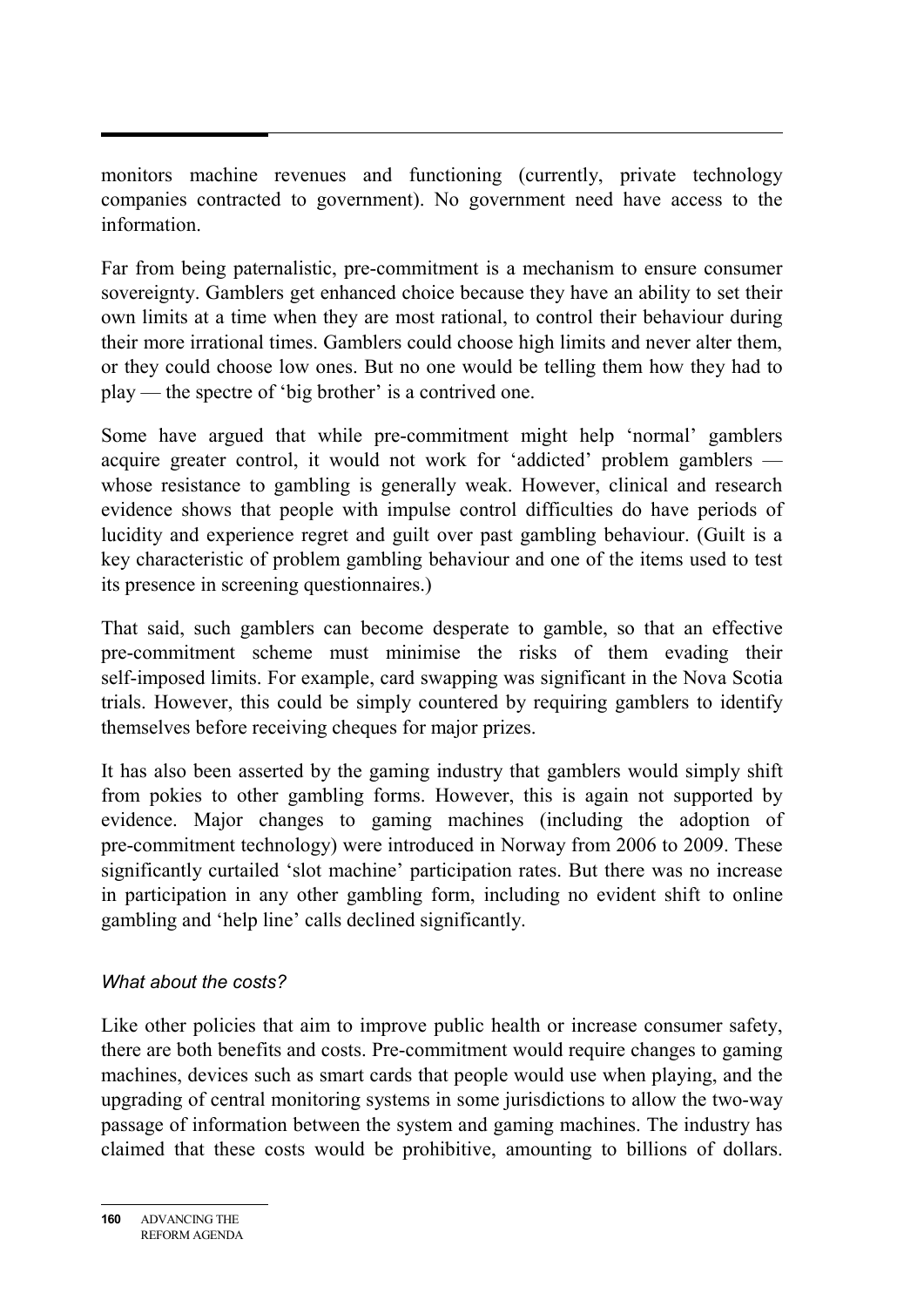monitors machine revenues and functioning (currently, private technology companies contracted to government). No government need have access to the information.

Far from being paternalistic, pre-commitment is a mechanism to ensure consumer sovereignty. Gamblers get enhanced choice because they have an ability to set their own limits at a time when they are most rational, to control their behaviour during their more irrational times. Gamblers could choose high limits and never alter them, or they could choose low ones. But no one would be telling them how they had to play — the spectre of 'big brother' is a contrived one.

Some have argued that while pre-commitment might help 'normal' gamblers acquire greater control, it would not work for 'addicted' problem gamblers — whose resistance to gambling is generally weak. However, clinical and research evidence shows that people with impulse control difficulties do have periods of lucidity and experience regret and guilt over past gambling behaviour. (Guilt is a key characteristic of problem gambling behaviour and one of the items used to test its presence in screening questionnaires.)

That said, such gamblers can become desperate to gamble, so that an effective pre-commitment scheme must minimise the risks of them evading their self-imposed limits. For example, card swapping was significant in the Nova Scotia trials. However, this could be simply countered by requiring gamblers to identify themselves before receiving cheques for major prizes.

It has also been asserted by the gaming industry that gamblers would simply shift from pokies to other gambling forms. However, this is again not supported by evidence. Major changes to gaming machines (including the adoption of pre-commitment technology) were introduced in Norway from 2006 to 2009. These significantly curtailed 'slot machine' participation rates. But there was no increase in participation in any other gambling form, including no evident shift to online gambling and 'help line' calls declined significantly.

*What about the costs?*

Like other policies that aim to improve public health or increase consumer safety, there are both benefits and costs. Pre-commitment would require changes to gaming machines, devices such as smart cards that people would use when playing, and the upgrading of central monitoring systems in some jurisdictions to allow the two-way passage of information between the system and gaming machines. The industry has claimed that these costs would be prohibitive, amounting to billions of dollars.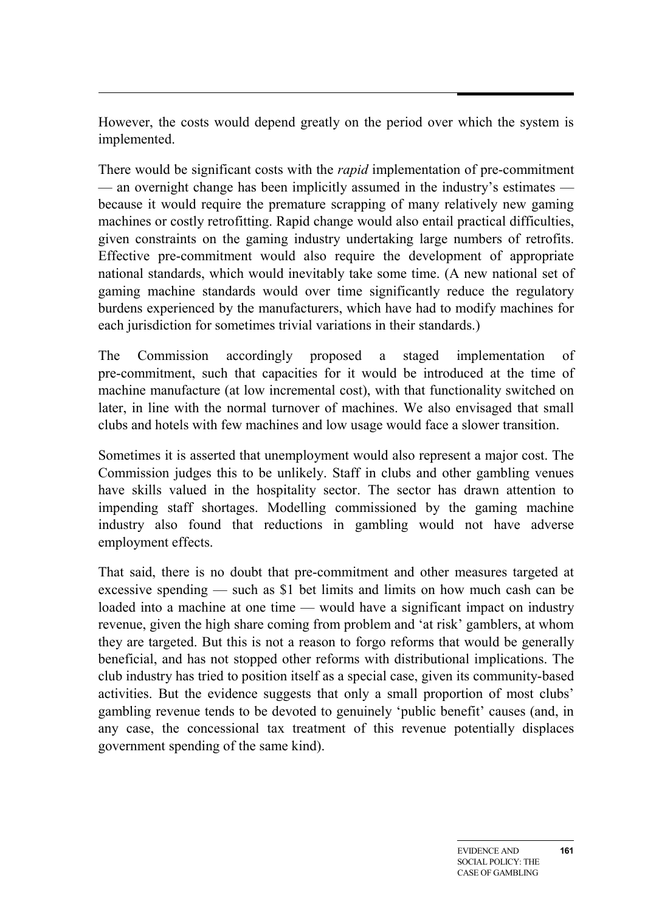However, the costs would depend greatly on the period over which the system is implemented.

There would be significant costs with the *rapid* implementation of pre-commitment — an overnight change has been implicitly assumed in the industry's estimates — because it would require the premature scrapping of many relatively new gaming machines or costly retrofitting. Rapid change would also entail practical difficulties, given constraints on the gaming industry undertaking large numbers of retrofits. Effective pre-commitment would also require the development of appropriate national standards, which would inevitably take some time. (A new national set of gaming machine standards would over time significantly reduce the regulatory burdens experienced by the manufacturers, which have had to modify machines for each jurisdiction for sometimes trivial variations in their standards.)

The Commission accordingly proposed a staged implementation of pre-commitment, such that capacities for it would be introduced at the time of machine manufacture (at low incremental cost), with that functionality switched on later, in line with the normal turnover of machines. We also envisaged that small clubs and hotels with few machines and low usage would face a slower transition.

Sometimes it is asserted that unemployment would also represent a major cost. The Commission judges this to be unlikely. Staff in clubs and other gambling venues have skills valued in the hospitality sector. The sector has drawn attention to impending staff shortages. Modelling commissioned by the gaming machine industry also found that reductions in gambling would not have adverse employment effects.

That said, there is no doubt that pre-commitment and other measures targeted at excessive spending — such as $1 bet limits and limits on how much cash can be loaded into a machine at one time — would have a significant impact on industry revenue, given the high share coming from problem and 'at risk' gamblers, at whom they are targeted. But this is not a reason to forgo reforms that would be generally beneficial, and has not stopped other reforms with distributional implications. The club industry has tried to position itself as a special case, given its community-based activities. But the evidence suggests that only a small proportion of most clubs' gambling revenue tends to be devoted to genuinely 'public benefit' causes (and, in any case, the concessional tax treatment of this revenue potentially displaces government spending of the same kind).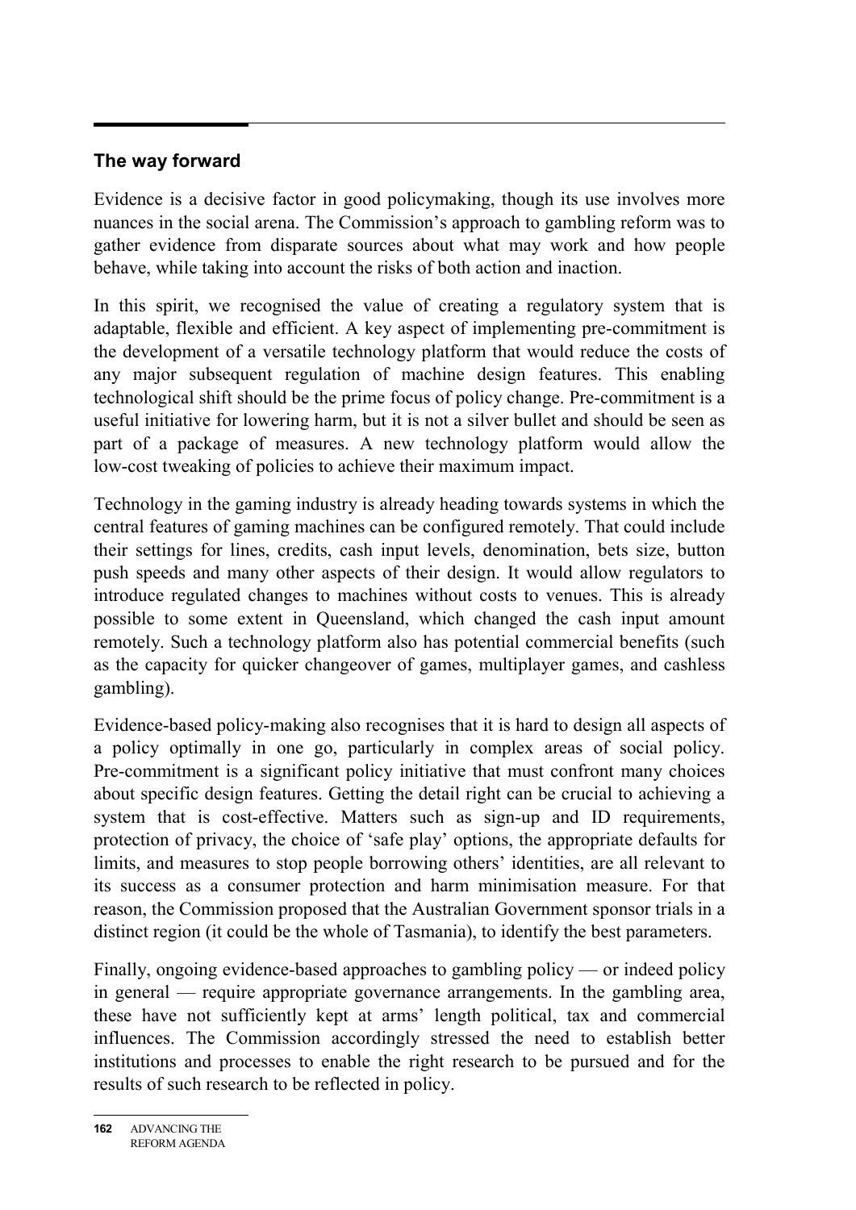## The way forward

Evidence is a decisive factor in good policymaking, though its use involves more nuances in the social arena. The Commission's approach to gambling reform was to gather evidence from disparate sources about what may work and how people behave, while taking into account the risks of both action and inaction.

In this spirit, we recognised the value of creating a regulatory system that is adaptable, flexible and efficient. A key aspect of implementing pre-commitment is the development of a versatile technology platform that would reduce the costs of any major subsequent regulation of machine design features. This enabling technological shift should be the prime focus of policy change. Pre-commitment is a useful initiative for lowering harm, but it is not a silver bullet and should be seen as part of a package of measures. A new technology platform would allow the low-cost tweaking of policies to achieve their maximum impact.

Technology in the gaming industry is already heading towards systems in which the central features of gaming machines can be configured remotely. That could include their settings for lines, credits, cash input levels, denomination, bets size, button push speeds and many other aspects of their design. It would allow regulators to introduce regulated changes to machines without costs to venues. This is already possible to some extent in Queensland, which changed the cash input amount remotely. Such a technology platform also has potential commercial benefits (such as the capacity for quicker changeover of games, multiplayer games, and cashless gambling).

Evidence-based policy-making also recognises that it is hard to design all aspects of a policy optimally in one go, particularly in complex areas of social policy. Pre-commitment is a significant policy initiative that must confront many choices about specific design features. Getting the detail right can be crucial to achieving a system that is cost-effective. Matters such as sign-up and ID requirements, protection of privacy, the choice of 'safe play' options, the appropriate defaults for limits, and measures to stop people borrowing others' identities, are all relevant to its success as a consumer protection and harm minimisation measure. For that reason, the Commission proposed that the Australian Government sponsor trials in a distinct region (it could be the whole of Tasmania), to identify the best parameters.

Finally, ongoing evidence-based approaches to gambling policy — or indeed policy in general — require appropriate governance arrangements. In the gambling area, these have not sufficiently kept at arms' length political, tax and commercial influences. The Commission accordingly stressed the need to establish better institutions and processes to enable the right research to be pursued and for the results of such research to be reflected in policy.